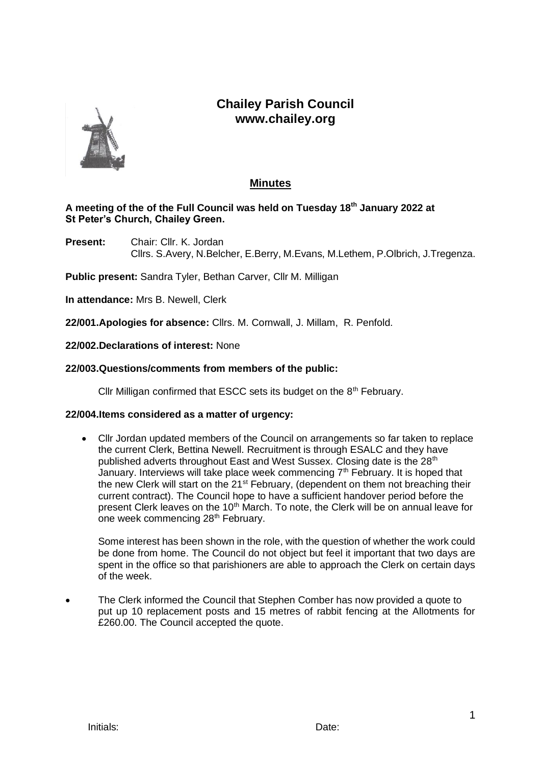# Chailey Parish Council
# www.chailey.org

## Minutes

**A meeting of the of the Full Council was held on Tuesday 18th January 2022 at St Peter's Church, Chailey Green.**

**Present:** Chair: Cllr. K. Jordan
Cllrs. S.Avery, N.Belcher, E.Berry, M.Evans, M.Lethem, P.Olbrich, J.Tregenza.

**Public present:** Sandra Tyler, Bethan Carver, Cllr M. Milligan

**In attendance:** Mrs B. Newell, Clerk

**22/001.Apologies for absence:** Cllrs. M. Cornwall, J. Millam, R. Penfold.

**22/002.Declarations of interest:** None

**22/003.Questions/comments from members of the public:**

Cllr Milligan confirmed that ESCC sets its budget on the 8th February.

**22/004.Items considered as a matter of urgency:**

- Cllr Jordan updated members of the Council on arrangements so far taken to replace the current Clerk, Bettina Newell. Recruitment is through ESALC and they have published adverts throughout East and West Sussex. Closing date is the 28th January. Interviews will take place week commencing 7th February. It is hoped that the new Clerk will start on the 21st February, (dependent on them not breaching their current contract). The Council hope to have a sufficient handover period before the present Clerk leaves on the 10th March. To note, the Clerk will be on annual leave for one week commencing 28th February.

  Some interest has been shown in the role, with the question of whether the work could be done from home. The Council do not object but feel it important that two days are spent in the office so that parishioners are able to approach the Clerk on certain days of the week.

- The Clerk informed the Council that Stephen Comber has now provided a quote to put up 10 replacement posts and 15 metres of rabbit fencing at the Allotments for £260.00. The Council accepted the quote.

Initials: Date: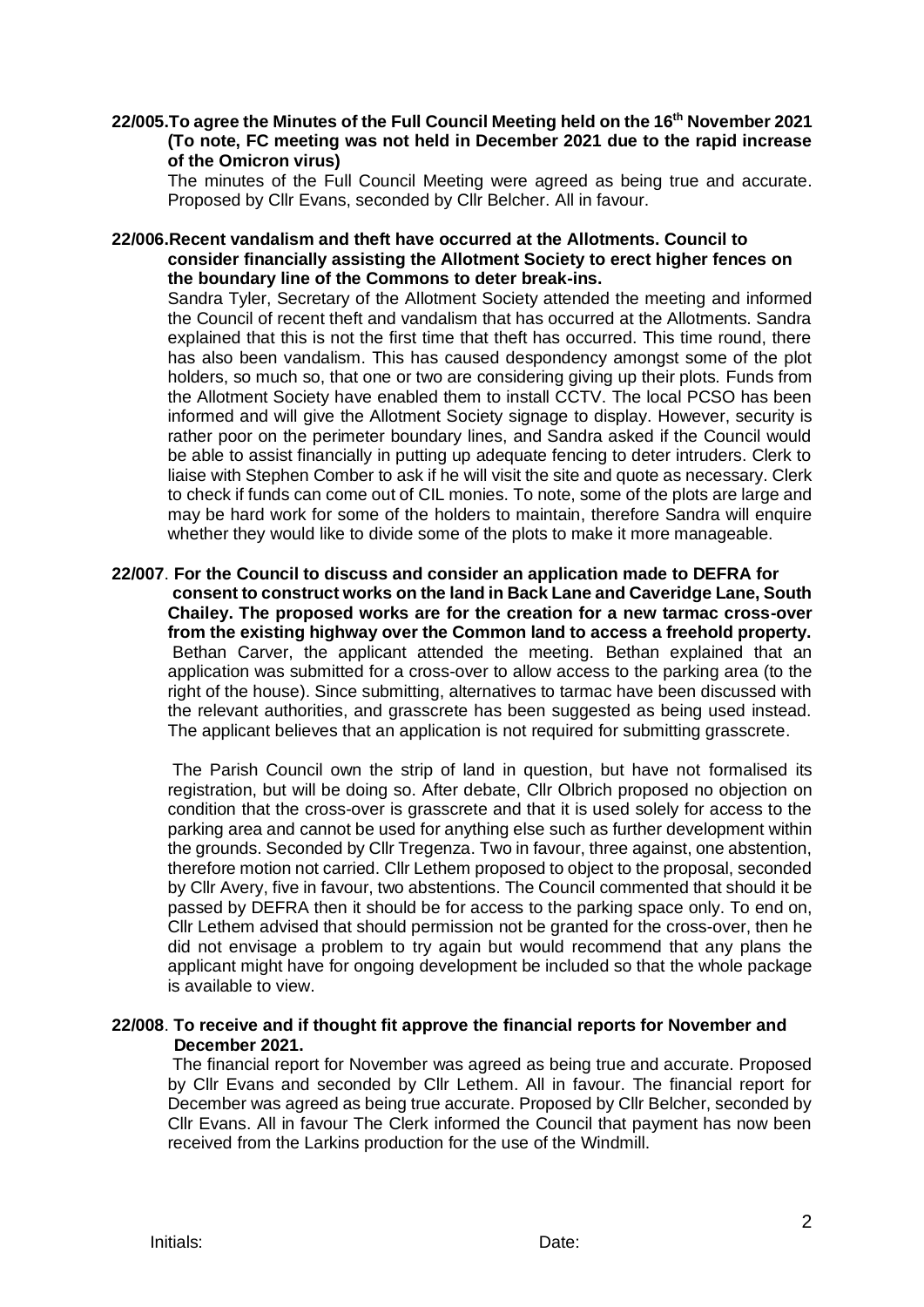**22/005.To agree the Minutes of the Full Council Meeting held on the 16th November 2021 (To note, FC meeting was not held in December 2021 due to the rapid increase of the Omicron virus)**

The minutes of the Full Council Meeting were agreed as being true and accurate. Proposed by Cllr Evans, seconded by Cllr Belcher. All in favour.

**22/006.Recent vandalism and theft have occurred at the Allotments. Council to consider financially assisting the Allotment Society to erect higher fences on the boundary line of the Commons to deter break-ins.**

Sandra Tyler, Secretary of the Allotment Society attended the meeting and informed the Council of recent theft and vandalism that has occurred at the Allotments. Sandra explained that this is not the first time that theft has occurred. This time round, there has also been vandalism. This has caused despondency amongst some of the plot holders, so much so, that one or two are considering giving up their plots. Funds from the Allotment Society have enabled them to install CCTV. The local PCSO has been informed and will give the Allotment Society signage to display. However, security is rather poor on the perimeter boundary lines, and Sandra asked if the Council would be able to assist financially in putting up adequate fencing to deter intruders. Clerk to liaise with Stephen Comber to ask if he will visit the site and quote as necessary. Clerk to check if funds can come out of CIL monies. To note, some of the plots are large and may be hard work for some of the holders to maintain, therefore Sandra will enquire whether they would like to divide some of the plots to make it more manageable.

**22/007. For the Council to discuss and consider an application made to DEFRA for consent to construct works on the land in Back Lane and Caveridge Lane, South Chailey. The proposed works are for the creation for a new tarmac cross-over from the existing highway over the Common land to access a freehold property.**

Bethan Carver, the applicant attended the meeting. Bethan explained that an application was submitted for a cross-over to allow access to the parking area (to the right of the house). Since submitting, alternatives to tarmac have been discussed with the relevant authorities, and grasscrete has been suggested as being used instead. The applicant believes that an application is not required for submitting grasscrete.

The Parish Council own the strip of land in question, but have not formalised its registration, but will be doing so. After debate, Cllr Olbrich proposed no objection on condition that the cross-over is grasscrete and that it is used solely for access to the parking area and cannot be used for anything else such as further development within the grounds. Seconded by Cllr Tregenza. Two in favour, three against, one abstention, therefore motion not carried. Cllr Lethem proposed to object to the proposal, seconded by Cllr Avery, five in favour, two abstentions. The Council commented that should it be passed by DEFRA then it should be for access to the parking space only. To end on, Cllr Lethem advised that should permission not be granted for the cross-over, then he did not envisage a problem to try again but would recommend that any plans the applicant might have for ongoing development be included so that the whole package is available to view.

**22/008. To receive and if thought fit approve the financial reports for November and December 2021.**

The financial report for November was agreed as being true and accurate. Proposed by Cllr Evans and seconded by Cllr Lethem. All in favour. The financial report for December was agreed as being true accurate. Proposed by Cllr Belcher, seconded by Cllr Evans. All in favour The Clerk informed the Council that payment has now been received from the Larkins production for the use of the Windmill.

Initials: Date: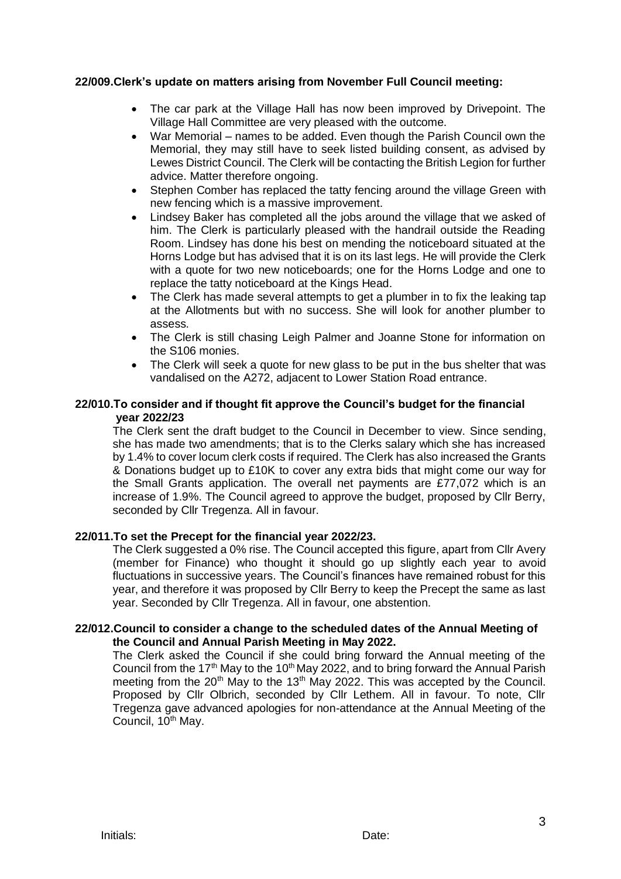**22/009.Clerk's update on matters arising from November Full Council meeting:**

- The car park at the Village Hall has now been improved by Drivepoint. The Village Hall Committee are very pleased with the outcome.
- War Memorial – names to be added. Even though the Parish Council own the Memorial, they may still have to seek listed building consent, as advised by Lewes District Council. The Clerk will be contacting the British Legion for further advice. Matter therefore ongoing.
- Stephen Comber has replaced the tatty fencing around the village Green with new fencing which is a massive improvement.
- Lindsey Baker has completed all the jobs around the village that we asked of him. The Clerk is particularly pleased with the handrail outside the Reading Room. Lindsey has done his best on mending the noticeboard situated at the Horns Lodge but has advised that it is on its last legs. He will provide the Clerk with a quote for two new noticeboards; one for the Horns Lodge and one to replace the tatty noticeboard at the Kings Head.
- The Clerk has made several attempts to get a plumber in to fix the leaking tap at the Allotments but with no success. She will look for another plumber to assess.
- The Clerk is still chasing Leigh Palmer and Joanne Stone for information on the S106 monies.
- The Clerk will seek a quote for new glass to be put in the bus shelter that was vandalised on the A272, adjacent to Lower Station Road entrance.

**22/010.To consider and if thought fit approve the Council's budget for the financial year 2022/23**

The Clerk sent the draft budget to the Council in December to view. Since sending, she has made two amendments; that is to the Clerks salary which she has increased by 1.4% to cover locum clerk costs if required. The Clerk has also increased the Grants & Donations budget up to £10K to cover any extra bids that might come our way for the Small Grants application. The overall net payments are £77,072 which is an increase of 1.9%. The Council agreed to approve the budget, proposed by Cllr Berry, seconded by Cllr Tregenza. All in favour.

**22/011.To set the Precept for the financial year 2022/23.**

The Clerk suggested a 0% rise. The Council accepted this figure, apart from Cllr Avery (member for Finance) who thought it should go up slightly each year to avoid fluctuations in successive years. The Council's finances have remained robust for this year, and therefore it was proposed by Cllr Berry to keep the Precept the same as last year. Seconded by Cllr Tregenza. All in favour, one abstention.

**22/012.Council to consider a change to the scheduled dates of the Annual Meeting of the Council and Annual Parish Meeting in May 2022.**

The Clerk asked the Council if she could bring forward the Annual meeting of the Council from the 17th May to the 10th May 2022, and to bring forward the Annual Parish meeting from the 20th May to the 13th May 2022. This was accepted by the Council. Proposed by Cllr Olbrich, seconded by Cllr Lethem. All in favour. To note, Cllr Tregenza gave advanced apologies for non-attendance at the Annual Meeting of the Council, 10th May.

Initials: Date: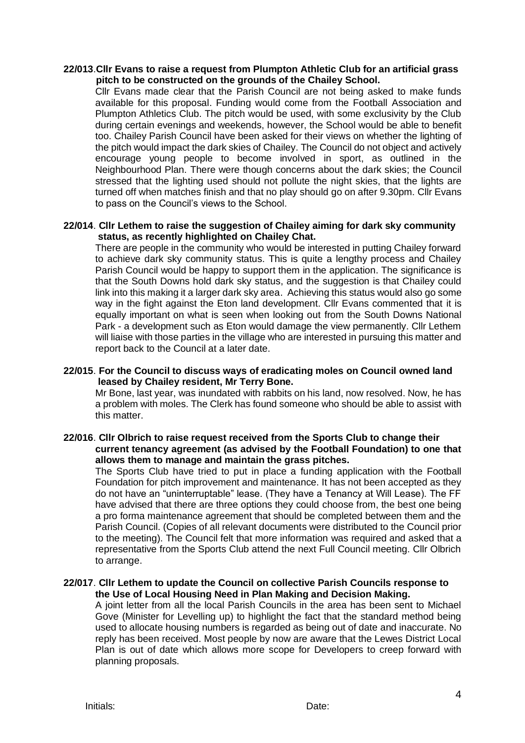**22/013**. **Cllr Evans to raise a request from Plumpton Athletic Club for an artificial grass pitch to be constructed on the grounds of the Chailey School.**

Cllr Evans made clear that the Parish Council are not being asked to make funds available for this proposal. Funding would come from the Football Association and Plumpton Athletics Club. The pitch would be used, with some exclusivity by the Club during certain evenings and weekends, however, the School would be able to benefit too. Chailey Parish Council have been asked for their views on whether the lighting of the pitch would impact the dark skies of Chailey. The Council do not object and actively encourage young people to become involved in sport, as outlined in the Neighbourhood Plan. There were though concerns about the dark skies; the Council stressed that the lighting used should not pollute the night skies, that the lights are turned off when matches finish and that no play should go on after 9.30pm. Cllr Evans to pass on the Council's views to the School.

**22/014**. **Cllr Lethem to raise the suggestion of Chailey aiming for dark sky community status, as recently highlighted on Chailey Chat.**

There are people in the community who would be interested in putting Chailey forward to achieve dark sky community status. This is quite a lengthy process and Chailey Parish Council would be happy to support them in the application. The significance is that the South Downs hold dark sky status, and the suggestion is that Chailey could link into this making it a larger dark sky area. Achieving this status would also go some way in the fight against the Eton land development. Cllr Evans commented that it is equally important on what is seen when looking out from the South Downs National Park - a development such as Eton would damage the view permanently. Cllr Lethem will liaise with those parties in the village who are interested in pursuing this matter and report back to the Council at a later date.

**22/015**. **For the Council to discuss ways of eradicating moles on Council owned land leased by Chailey resident, Mr Terry Bone.**

Mr Bone, last year, was inundated with rabbits on his land, now resolved. Now, he has a problem with moles. The Clerk has found someone who should be able to assist with this matter.

**22/016**. **Cllr Olbrich to raise request received from the Sports Club to change their current tenancy agreement (as advised by the Football Foundation) to one that allows them to manage and maintain the grass pitches.**

The Sports Club have tried to put in place a funding application with the Football Foundation for pitch improvement and maintenance. It has not been accepted as they do not have an "uninterruptable" lease. (They have a Tenancy at Will Lease). The FF have advised that there are three options they could choose from, the best one being a pro forma maintenance agreement that should be completed between them and the Parish Council. (Copies of all relevant documents were distributed to the Council prior to the meeting). The Council felt that more information was required and asked that a representative from the Sports Club attend the next Full Council meeting. Cllr Olbrich to arrange.

**22/017**. **Cllr Lethem to update the Council on collective Parish Councils response to the Use of Local Housing Need in Plan Making and Decision Making.**

A joint letter from all the local Parish Councils in the area has been sent to Michael Gove (Minister for Levelling up) to highlight the fact that the standard method being used to allocate housing numbers is regarded as being out of date and inaccurate. No reply has been received. Most people by now are aware that the Lewes District Local Plan is out of date which allows more scope for Developers to creep forward with planning proposals.

Initials: Date: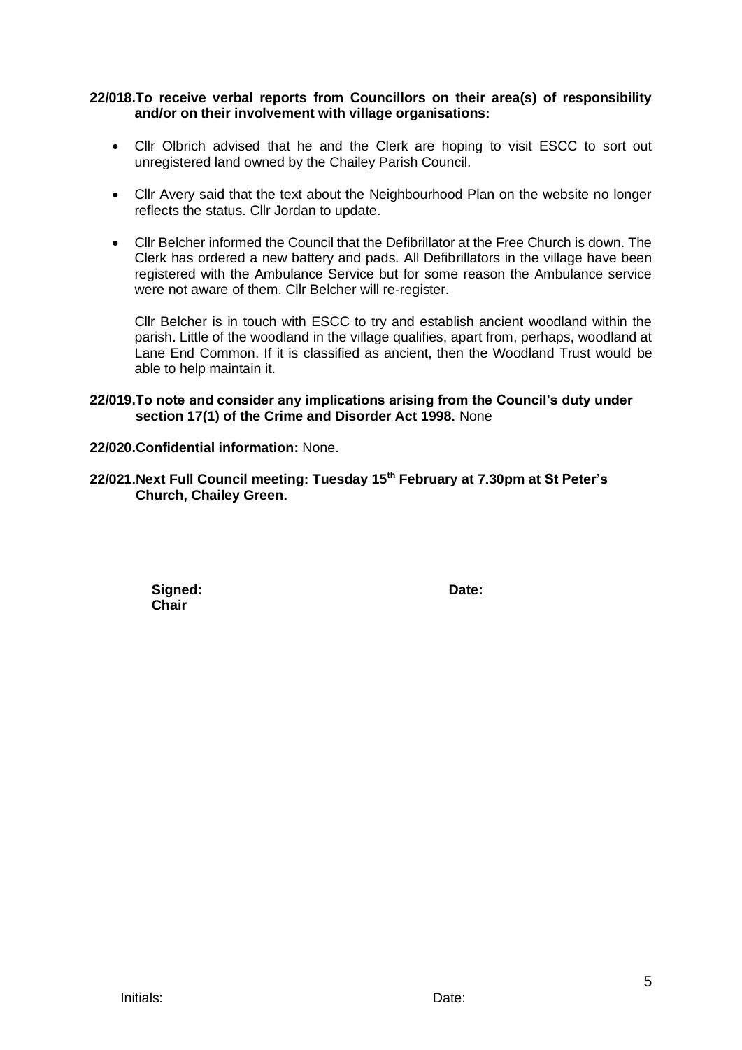**22/018.To receive verbal reports from Councillors on their area(s) of responsibility and/or on their involvement with village organisations:**

- Cllr Olbrich advised that he and the Clerk are hoping to visit ESCC to sort out unregistered land owned by the Chailey Parish Council.
- Cllr Avery said that the text about the Neighbourhood Plan on the website no longer reflects the status. Cllr Jordan to update.
- Cllr Belcher informed the Council that the Defibrillator at the Free Church is down. The Clerk has ordered a new battery and pads. All Defibrillators in the village have been registered with the Ambulance Service but for some reason the Ambulance service were not aware of them. Cllr Belcher will re-register.

  Cllr Belcher is in touch with ESCC to try and establish ancient woodland within the parish. Little of the woodland in the village qualifies, apart from, perhaps, woodland at Lane End Common. If it is classified as ancient, then the Woodland Trust would be able to help maintain it.

**22/019.To note and consider any implications arising from the Council's duty under section 17(1) of the Crime and Disorder Act 1998.** None

**22/020.Confidential information:** None.

**22/021.Next Full Council meeting: Tuesday 15th February at 7.30pm at St Peter's Church, Chailey Green.**

**Signed:** **Date:**
**Chair**

Initials: Date: